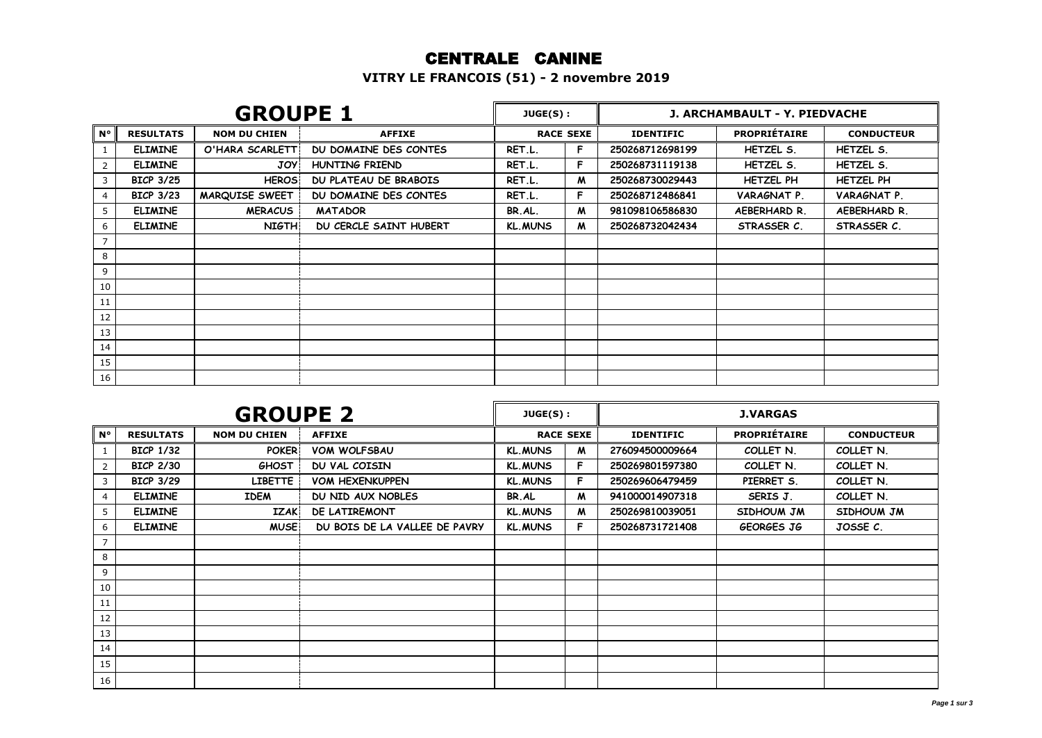# CENTRALE CANINE

## VITRY LE FRANCOIS (51) - 2 novembre 2019

| GROUPE 1 | | | | JUGE(S) : | | J. ARCHAMBAULT - Y. PIEDVACHE | | |
|---|---|---|---|---|---|---|---|---|
| N° | RESULTATS | NOM DU CHIEN | AFFIXE | RACE | SEXE | IDENTIFIC | PROPRIÉTAIRE | CONDUCTEUR |
| 1 | ELIMINE | O'HARA SCARLETT | DU DOMAINE DES CONTES | RET.L. | F | 250268712698199 | HETZEL S. | HETZEL S. |
| 2 | ELIMINE | JOY | HUNTING FRIEND | RET.L. | F | 250268731119138 | HETZEL S. | HETZEL S. |
| 3 | BICP 3/25 | HEROS | DU PLATEAU DE BRABOIS | RET.L. | M | 250268730029443 | HETZEL PH | HETZEL PH |
| 4 | BICP 3/23 | MARQUISE SWEET | DU DOMAINE DES CONTES | RET.L. | F | 250268712486841 | VARAGNAT P. | VARAGNAT P. |
| 5 | ELIMINE | MERACUS | MATADOR | BR.AL. | M | 981098106586830 | AEBERHARD R. | AEBERHARD R. |
| 6 | ELIMINE | NIGTH | DU CERCLE SAINT HUBERT | KL.MUNS | M | 250268732042434 | STRASSER C. | STRASSER C. |
| 7 | | | | | | | | |
| 8 | | | | | | | | |
| 9 | | | | | | | | |
| 10 | | | | | | | | |
| 11 | | | | | | | | |
| 12 | | | | | | | | |
| 13 | | | | | | | | |
| 14 | | | | | | | | |
| 15 | | | | | | | | |
| 16 | | | | | | | | |

| GROUPE 2 | | | | JUGE(S) : | | J.VARGAS | | |
|---|---|---|---|---|---|---|---|---|
| N° | RESULTATS | NOM DU CHIEN | AFFIXE | RACE | SEXE | IDENTIFIC | PROPRIÉTAIRE | CONDUCTEUR |
| 1 | BICP 1/32 | POKER | VOM WOLFSBAU | KL.MUNS | M | 276094500009664 | COLLET N. | COLLET N. |
| 2 | BICP 2/30 | GHOST | DU VAL COISIN | KL.MUNS | F | 250269801597380 | COLLET N. | COLLET N. |
| 3 | BICP 3/29 | LIBETTE | VOM HEXENKUPPEN | KL.MUNS | F | 250269606479459 | PIERRET S. | COLLET N. |
| 4 | ELIMINE | IDEM | DU NID AUX NOBLES | BR.AL | M | 941000014907318 | SERIS J. | COLLET N. |
| 5 | ELIMINE | IZAK | DE LATIREMONT | KL.MUNS | M | 250269810039051 | SIDHOUM JM | SIDHOUM JM |
| 6 | ELIMINE | MUSE | DU BOIS DE LA VALLEE DE PAVRY | KL.MUNS | F | 250268731721408 | GEORGES JG | JOSSE C. |
| 7 | | | | | | | | |
| 8 | | | | | | | | |
| 9 | | | | | | | | |
| 10 | | | | | | | | |
| 11 | | | | | | | | |
| 12 | | | | | | | | |
| 13 | | | | | | | | |
| 14 | | | | | | | | |
| 15 | | | | | | | | |
| 16 | | | | | | | | |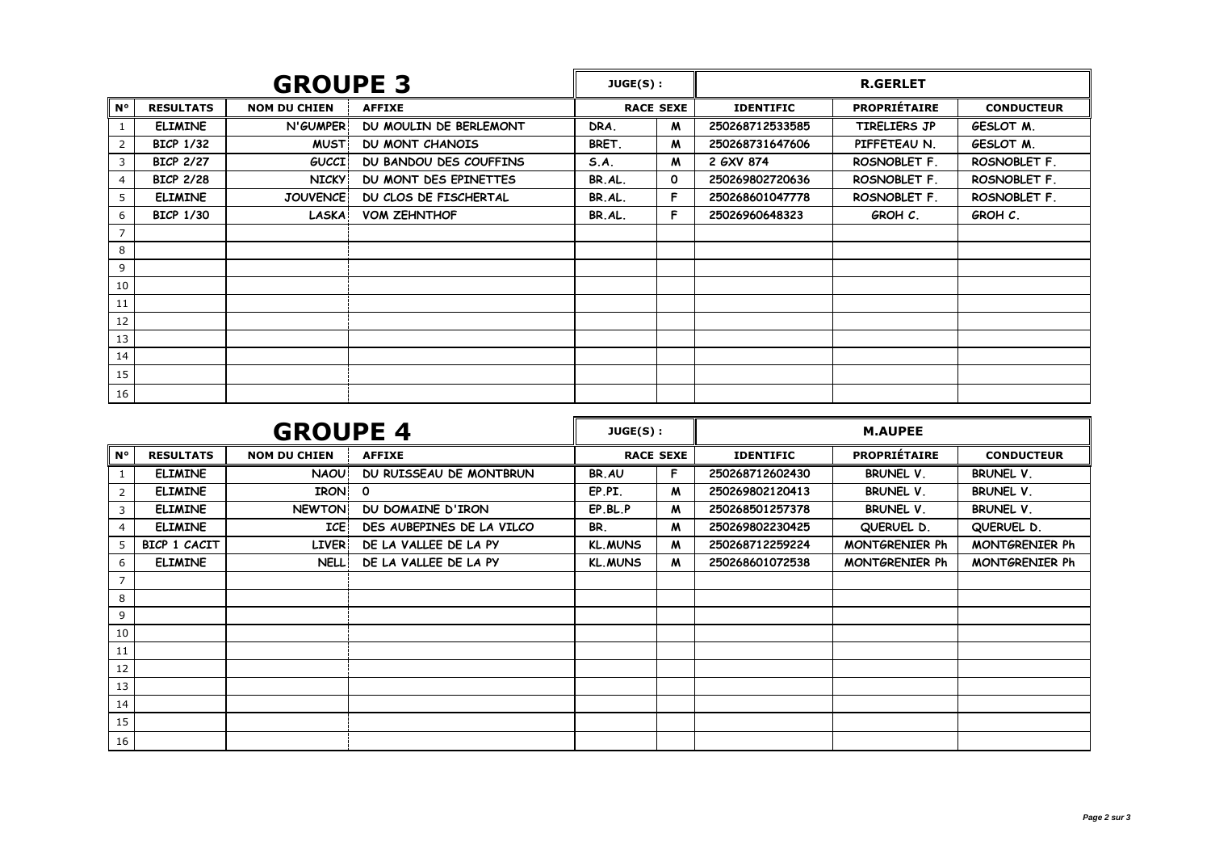## GROUPE 3

**JUGE(S) :** R.GERLET

| N° | RESULTATS | NOM DU CHIEN | AFFIXE | RACE | SEXE | IDENTIFIC | PROPRIÉTAIRE | CONDUCTEUR |
|---|---|---|---|---|---|---|---|---|
| 1 | ELIMINE | N'GUMPER | DU MOULIN DE BERLEMONT | DRA. | M | 250268712533585 | TIRELIERS JP | GESLOT M. |
| 2 | BICP 1/32 | MUST | DU MONT CHANOIS | BRET. | M | 250268731647606 | PIFFETEAU N. | GESLOT M. |
| 3 | BICP 2/27 | GUCCI | DU BANDOU DES COUFFINS | S.A. | M | 2 GXV 874 | ROSNOBLET F. | ROSNOBLET F. |
| 4 | BICP 2/28 | NICKY | DU MONT DES EPINETTES | BR.AL. | 0 | 250269802720636 | ROSNOBLET F. | ROSNOBLET F. |
| 5 | ELIMINE | JOUVENCE | DU CLOS DE FISCHERTAL | BR.AL. | F | 250268601047778 | ROSNOBLET F. | ROSNOBLET F. |
| 6 | BICP 1/30 | LASKA | VOM ZEHNTHOF | BR.AL. | F | 25026960648323 | GROH C. | GROH C. |
| 7 | | | | | | | | |
| 8 | | | | | | | | |
| 9 | | | | | | | | |
| 10 | | | | | | | | |
| 11 | | | | | | | | |
| 12 | | | | | | | | |
| 13 | | | | | | | | |
| 14 | | | | | | | | |
| 15 | | | | | | | | |
| 16 | | | | | | | | |

## GROUPE 4

**JUGE(S) :** M.AUPEE

| N° | RESULTATS | NOM DU CHIEN | AFFIXE | RACE | SEXE | IDENTIFIC | PROPRIÉTAIRE | CONDUCTEUR |
|---|---|---|---|---|---|---|---|---|
| 1 | ELIMINE | NAOU | DU RUISSEAU DE MONTBRUN | BR.AU | F | 250268712602430 | BRUNEL V. | BRUNEL V. |
| 2 | ELIMINE | IRON | 0 | EP.PI. | M | 250269802120413 | BRUNEL V. | BRUNEL V. |
| 3 | ELIMINE | NEWTON | DU DOMAINE D'IRON | EP.BL.P | M | 250268501257378 | BRUNEL V. | BRUNEL V. |
| 4 | ELIMINE | ICE | DES AUBEPINES DE LA VILCO | BR. | M | 250269802230425 | QUERUEL D. | QUERUEL D. |
| 5 | BICP 1 CACIT | LIVER | DE LA VALLEE DE LA PY | KL.MUNS | M | 250268712259224 | MONTGRENIER Ph | MONTGRENIER Ph |
| 6 | ELIMINE | NELL | DE LA VALLEE DE LA PY | KL.MUNS | M | 250268601072538 | MONTGRENIER Ph | MONTGRENIER Ph |
| 7 | | | | | | | | |
| 8 | | | | | | | | |
| 9 | | | | | | | | |
| 10 | | | | | | | | |
| 11 | | | | | | | | |
| 12 | | | | | | | | |
| 13 | | | | | | | | |
| 14 | | | | | | | | |
| 15 | | | | | | | | |
| 16 | | | | | | | | |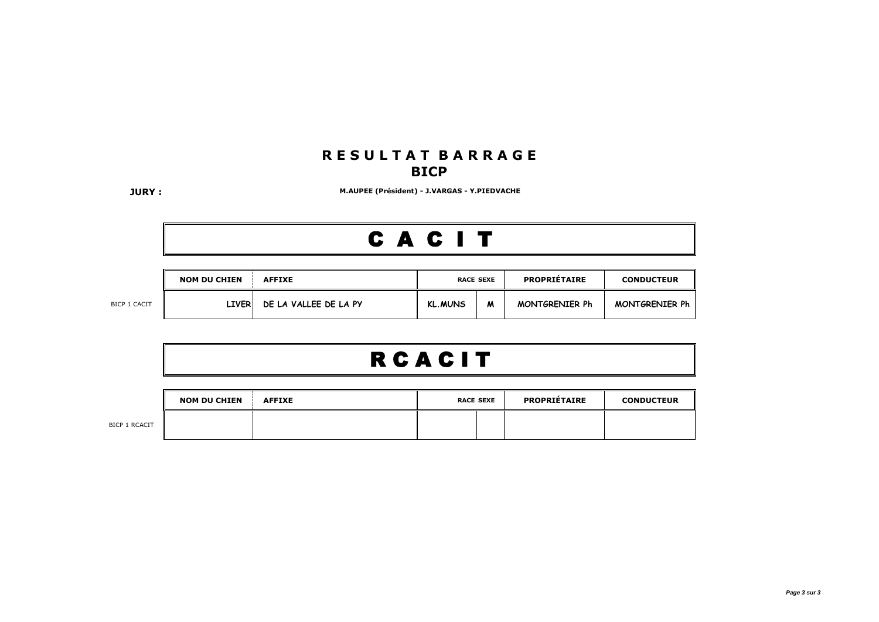# R E S U L T A T  B A R R A G E
## BICP

**JURY :** **M.AUPEE (Président) - J.VARGAS - Y.PIEDVACHE**

## C A C I T

| | NOM DU CHIEN | AFFIXE | RACE | SEXE | PROPRIÉTAIRE | CONDUCTEUR |
|---|---|---|---|---|---|---|
| BICP 1 CACIT | LIVER | DE LA VALLEE DE LA PY | KL.MUNS | M | MONTGRENIER Ph | MONTGRENIER Ph |

## R C A C I T

| | NOM DU CHIEN | AFFIXE | RACE | SEXE | PROPRIÉTAIRE | CONDUCTEUR |
|---|---|---|---|---|---|---|
| BICP 1 RCACIT | | | | | | |